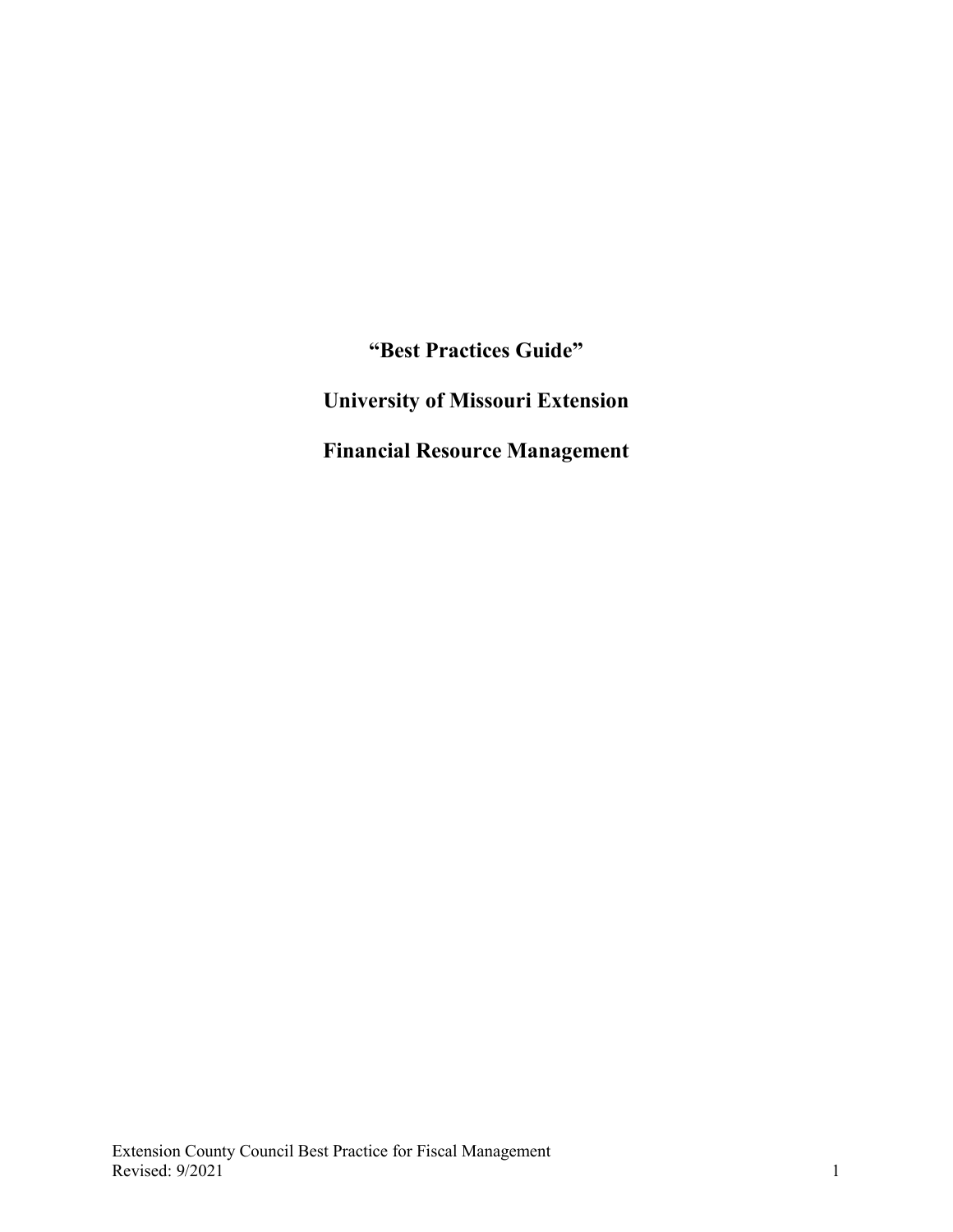# "Best Practices Guide"

# University of Missouri Extension

# Financial Resource Management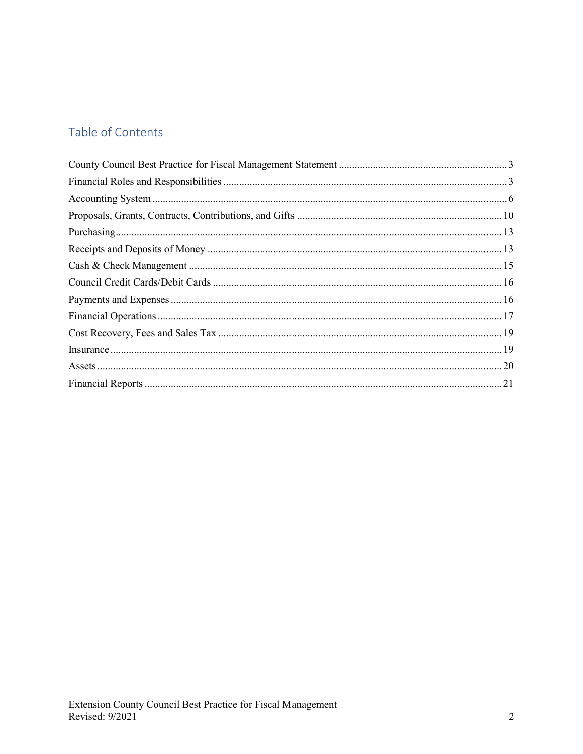## Table of Contents

County Council Best Practice for Fiscal Management Statement ..... 3
Financial Roles and Responsibilities ..... 3
Accounting System ..... 6
Proposals, Grants, Contracts, Contributions, and Gifts ..... 10
Purchasing ..... 13
Receipts and Deposits of Money ..... 13
Cash & Check Management ..... 15
Council Credit Cards/Debit Cards ..... 16
Payments and Expenses ..... 16
Financial Operations ..... 17
Cost Recovery, Fees and Sales Tax ..... 19
Insurance ..... 19
Assets ..... 20
Financial Reports ..... 21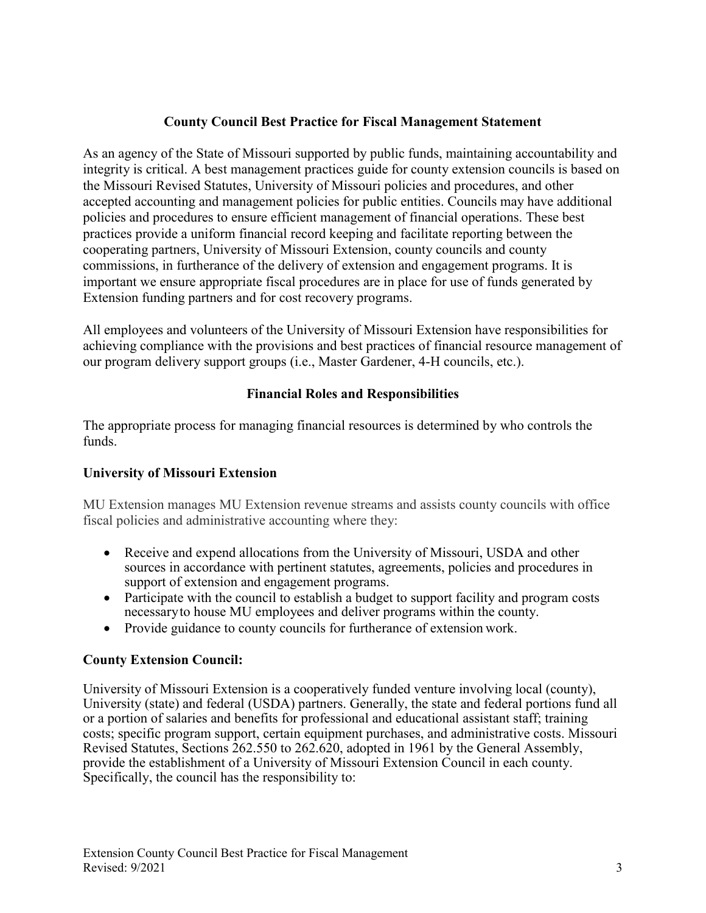## County Council Best Practice for Fiscal Management Statement

As an agency of the State of Missouri supported by public funds, maintaining accountability and integrity is critical. A best management practices guide for county extension councils is based on the Missouri Revised Statutes, University of Missouri policies and procedures, and other accepted accounting and management policies for public entities. Councils may have additional policies and procedures to ensure efficient management of financial operations. These best practices provide a uniform financial record keeping and facilitate reporting between the cooperating partners, University of Missouri Extension, county councils and county commissions, in furtherance of the delivery of extension and engagement programs. It is important we ensure appropriate fiscal procedures are in place for use of funds generated by Extension funding partners and for cost recovery programs.

All employees and volunteers of the University of Missouri Extension have responsibilities for achieving compliance with the provisions and best practices of financial resource management of our program delivery support groups (i.e., Master Gardener, 4-H councils, etc.).

## Financial Roles and Responsibilities

The appropriate process for managing financial resources is determined by who controls the funds.

### University of Missouri Extension

MU Extension manages MU Extension revenue streams and assists county councils with office fiscal policies and administrative accounting where they:

- Receive and expend allocations from the University of Missouri, USDA and other sources in accordance with pertinent statutes, agreements, policies and procedures in support of extension and engagement programs.
- Participate with the council to establish a budget to support facility and program costs necessary to house MU employees and deliver programs within the county.
- Provide guidance to county councils for furtherance of extension work.

### County Extension Council:

University of Missouri Extension is a cooperatively funded venture involving local (county), University (state) and federal (USDA) partners. Generally, the state and federal portions fund all or a portion of salaries and benefits for professional and educational assistant staff; training costs; specific program support, certain equipment purchases, and administrative costs. Missouri Revised Statutes, Sections 262.550 to 262.620, adopted in 1961 by the General Assembly, provide the establishment of a University of Missouri Extension Council in each county. Specifically, the council has the responsibility to: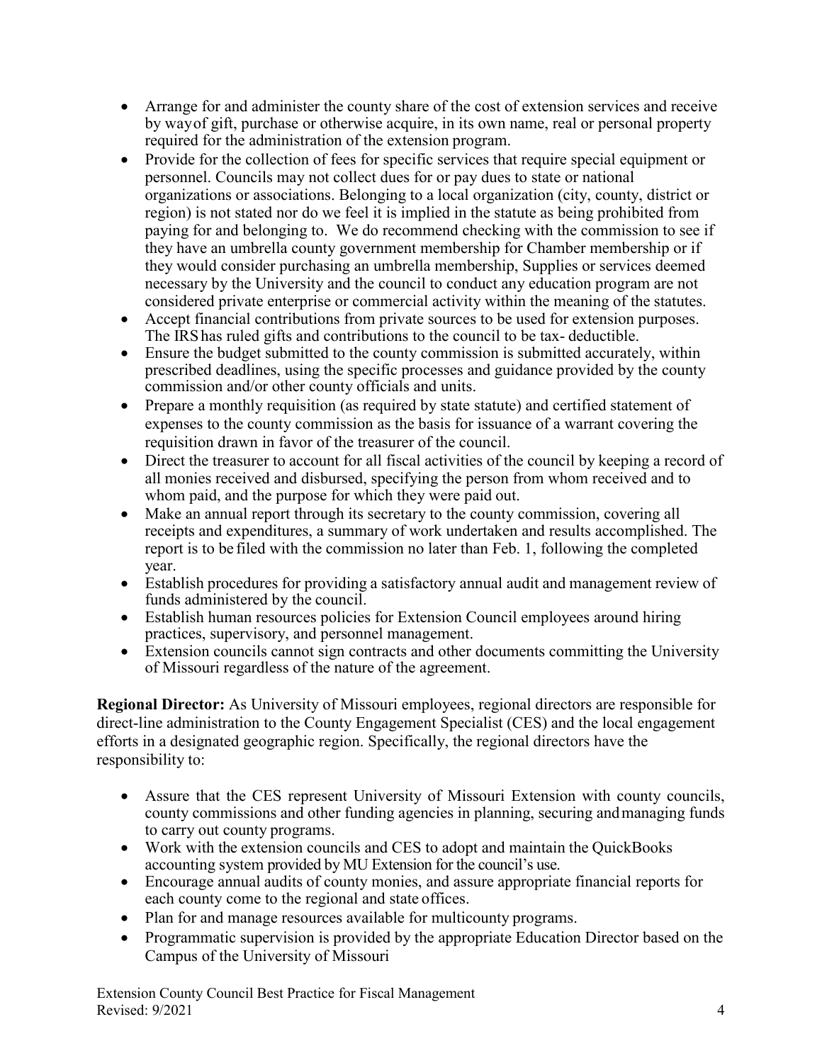- Arrange for and administer the county share of the cost of extension services and receive by way of gift, purchase or otherwise acquire, in its own name, real or personal property required for the administration of the extension program.
- Provide for the collection of fees for specific services that require special equipment or personnel. Councils may not collect dues for or pay dues to state or national organizations or associations. Belonging to a local organization (city, county, district or region) is not stated nor do we feel it is implied in the statute as being prohibited from paying for and belonging to. We do recommend checking with the commission to see if they have an umbrella county government membership for Chamber membership or if they would consider purchasing an umbrella membership, Supplies or services deemed necessary by the University and the council to conduct any education program are not considered private enterprise or commercial activity within the meaning of the statutes.
- Accept financial contributions from private sources to be used for extension purposes. The IRS has ruled gifts and contributions to the council to be tax- deductible.
- Ensure the budget submitted to the county commission is submitted accurately, within prescribed deadlines, using the specific processes and guidance provided by the county commission and/or other county officials and units.
- Prepare a monthly requisition (as required by state statute) and certified statement of expenses to the county commission as the basis for issuance of a warrant covering the requisition drawn in favor of the treasurer of the council.
- Direct the treasurer to account for all fiscal activities of the council by keeping a record of all monies received and disbursed, specifying the person from whom received and to whom paid, and the purpose for which they were paid out.
- Make an annual report through its secretary to the county commission, covering all receipts and expenditures, a summary of work undertaken and results accomplished. The report is to be filed with the commission no later than Feb. 1, following the completed year.
- Establish procedures for providing a satisfactory annual audit and management review of funds administered by the council.
- Establish human resources policies for Extension Council employees around hiring practices, supervisory, and personnel management.
- Extension councils cannot sign contracts and other documents committing the University of Missouri regardless of the nature of the agreement.

**Regional Director:** As University of Missouri employees, regional directors are responsible for direct-line administration to the County Engagement Specialist (CES) and the local engagement efforts in a designated geographic region. Specifically, the regional directors have the responsibility to:

- Assure that the CES represent University of Missouri Extension with county councils, county commissions and other funding agencies in planning, securing and managing funds to carry out county programs.
- Work with the extension councils and CES to adopt and maintain the QuickBooks accounting system provided by MU Extension for the council's use.
- Encourage annual audits of county monies, and assure appropriate financial reports for each county come to the regional and state offices.
- Plan for and manage resources available for multicounty programs.
- Programmatic supervision is provided by the appropriate Education Director based on the Campus of the University of Missouri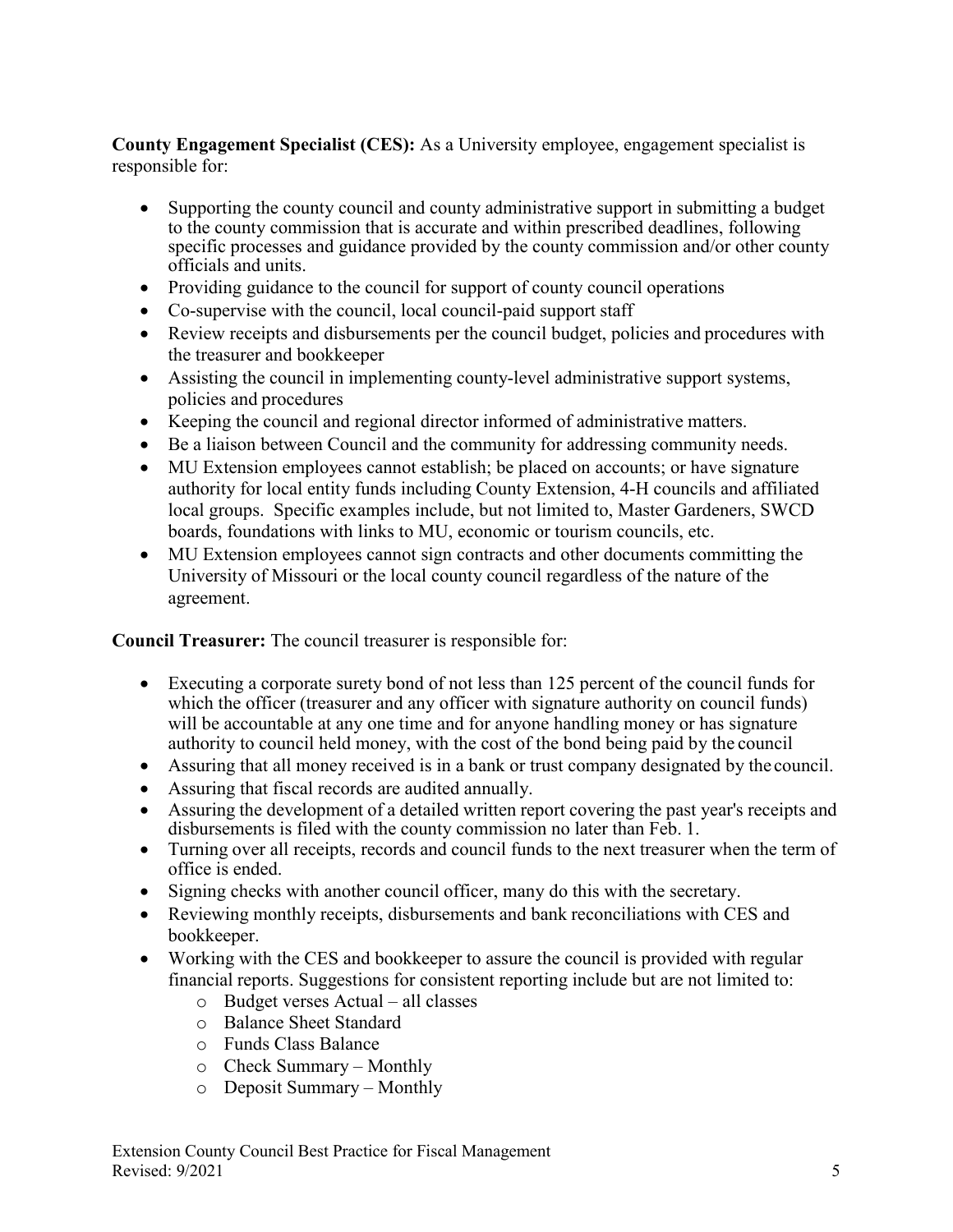**County Engagement Specialist (CES):** As a University employee, engagement specialist is responsible for:

- Supporting the county council and county administrative support in submitting a budget to the county commission that is accurate and within prescribed deadlines, following specific processes and guidance provided by the county commission and/or other county officials and units.
- Providing guidance to the council for support of county council operations
- Co-supervise with the council, local council-paid support staff
- Review receipts and disbursements per the council budget, policies and procedures with the treasurer and bookkeeper
- Assisting the council in implementing county-level administrative support systems, policies and procedures
- Keeping the council and regional director informed of administrative matters.
- Be a liaison between Council and the community for addressing community needs.
- MU Extension employees cannot establish; be placed on accounts; or have signature authority for local entity funds including County Extension, 4-H councils and affiliated local groups. Specific examples include, but not limited to, Master Gardeners, SWCD boards, foundations with links to MU, economic or tourism councils, etc.
- MU Extension employees cannot sign contracts and other documents committing the University of Missouri or the local county council regardless of the nature of the agreement.

**Council Treasurer:** The council treasurer is responsible for:

- Executing a corporate surety bond of not less than 125 percent of the council funds for which the officer (treasurer and any officer with signature authority on council funds) will be accountable at any one time and for anyone handling money or has signature authority to council held money, with the cost of the bond being paid by the council
- Assuring that all money received is in a bank or trust company designated by the council.
- Assuring that fiscal records are audited annually.
- Assuring the development of a detailed written report covering the past year's receipts and disbursements is filed with the county commission no later than Feb. 1.
- Turning over all receipts, records and council funds to the next treasurer when the term of office is ended.
- Signing checks with another council officer, many do this with the secretary.
- Reviewing monthly receipts, disbursements and bank reconciliations with CES and bookkeeper.
- Working with the CES and bookkeeper to assure the council is provided with regular financial reports. Suggestions for consistent reporting include but are not limited to:
    - Budget verses Actual – all classes
    - Balance Sheet Standard
    - Funds Class Balance
    - Check Summary – Monthly
    - Deposit Summary – Monthly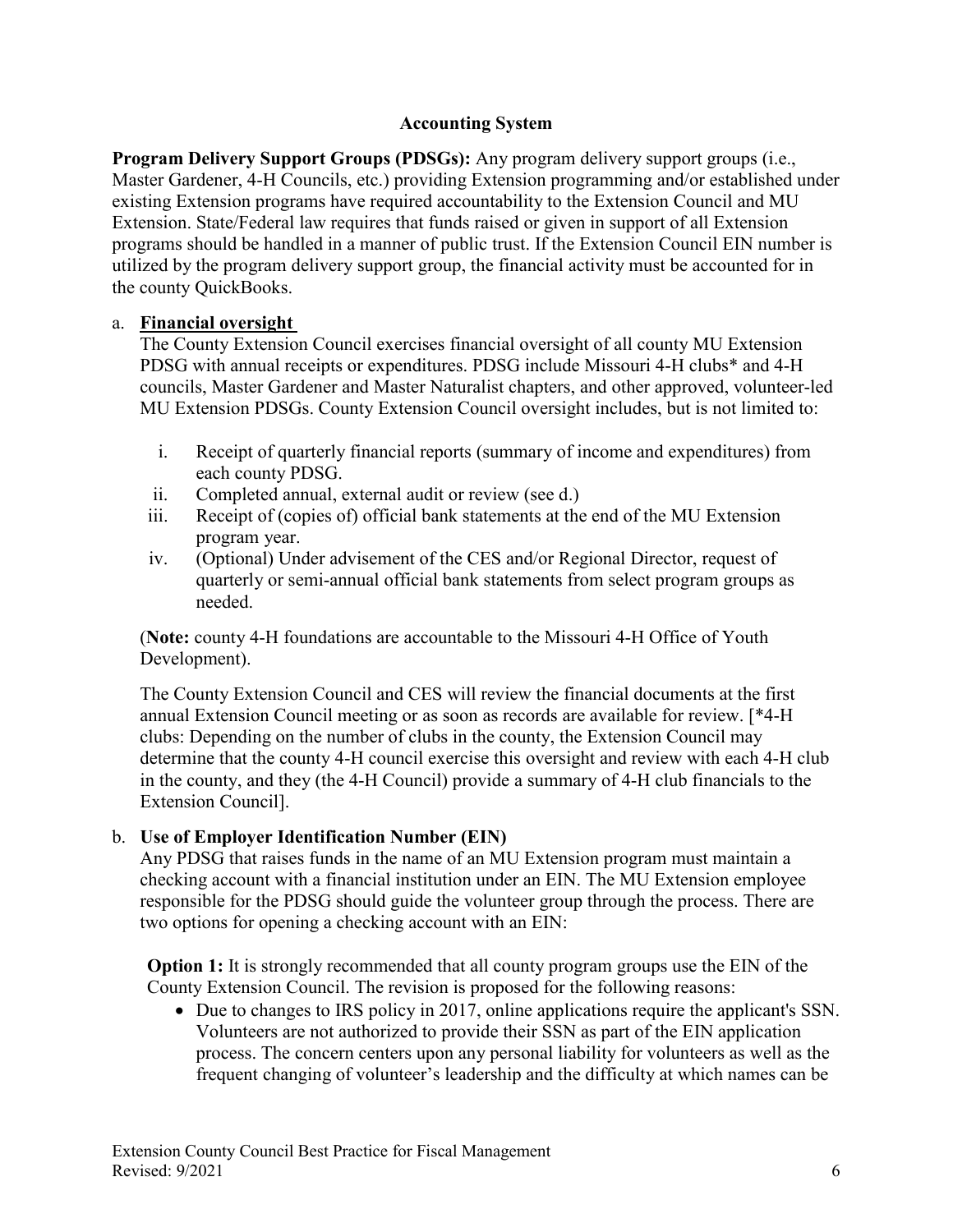## Accounting System

**Program Delivery Support Groups (PDSGs):** Any program delivery support groups (i.e., Master Gardener, 4-H Councils, etc.) providing Extension programming and/or established under existing Extension programs have required accountability to the Extension Council and MU Extension. State/Federal law requires that funds raised or given in support of all Extension programs should be handled in a manner of public trust. If the Extension Council EIN number is utilized by the program delivery support group, the financial activity must be accounted for in the county QuickBooks.

a. **Financial oversight**

The County Extension Council exercises financial oversight of all county MU Extension PDSG with annual receipts or expenditures. PDSG include Missouri 4-H clubs* and 4-H councils, Master Gardener and Master Naturalist chapters, and other approved, volunteer-led MU Extension PDSGs. County Extension Council oversight includes, but is not limited to:

   i. Receipt of quarterly financial reports (summary of income and expenditures) from each county PDSG.
   ii. Completed annual, external audit or review (see d.)
   iii. Receipt of (copies of) official bank statements at the end of the MU Extension program year.
   iv. (Optional) Under advisement of the CES and/or Regional Director, request of quarterly or semi-annual official bank statements from select program groups as needed.

(**Note:** county 4-H foundations are accountable to the Missouri 4-H Office of Youth Development).

The County Extension Council and CES will review the financial documents at the first annual Extension Council meeting or as soon as records are available for review. [*4-H clubs: Depending on the number of clubs in the county, the Extension Council may determine that the county 4-H council exercise this oversight and review with each 4-H club in the county, and they (the 4-H Council) provide a summary of 4-H club financials to the Extension Council].

b. **Use of Employer Identification Number (EIN)**

Any PDSG that raises funds in the name of an MU Extension program must maintain a checking account with a financial institution under an EIN. The MU Extension employee responsible for the PDSG should guide the volunteer group through the process. There are two options for opening a checking account with an EIN:

**Option 1:** It is strongly recommended that all county program groups use the EIN of the County Extension Council. The revision is proposed for the following reasons:

- Due to changes to IRS policy in 2017, online applications require the applicant's SSN. Volunteers are not authorized to provide their SSN as part of the EIN application process. The concern centers upon any personal liability for volunteers as well as the frequent changing of volunteer's leadership and the difficulty at which names can be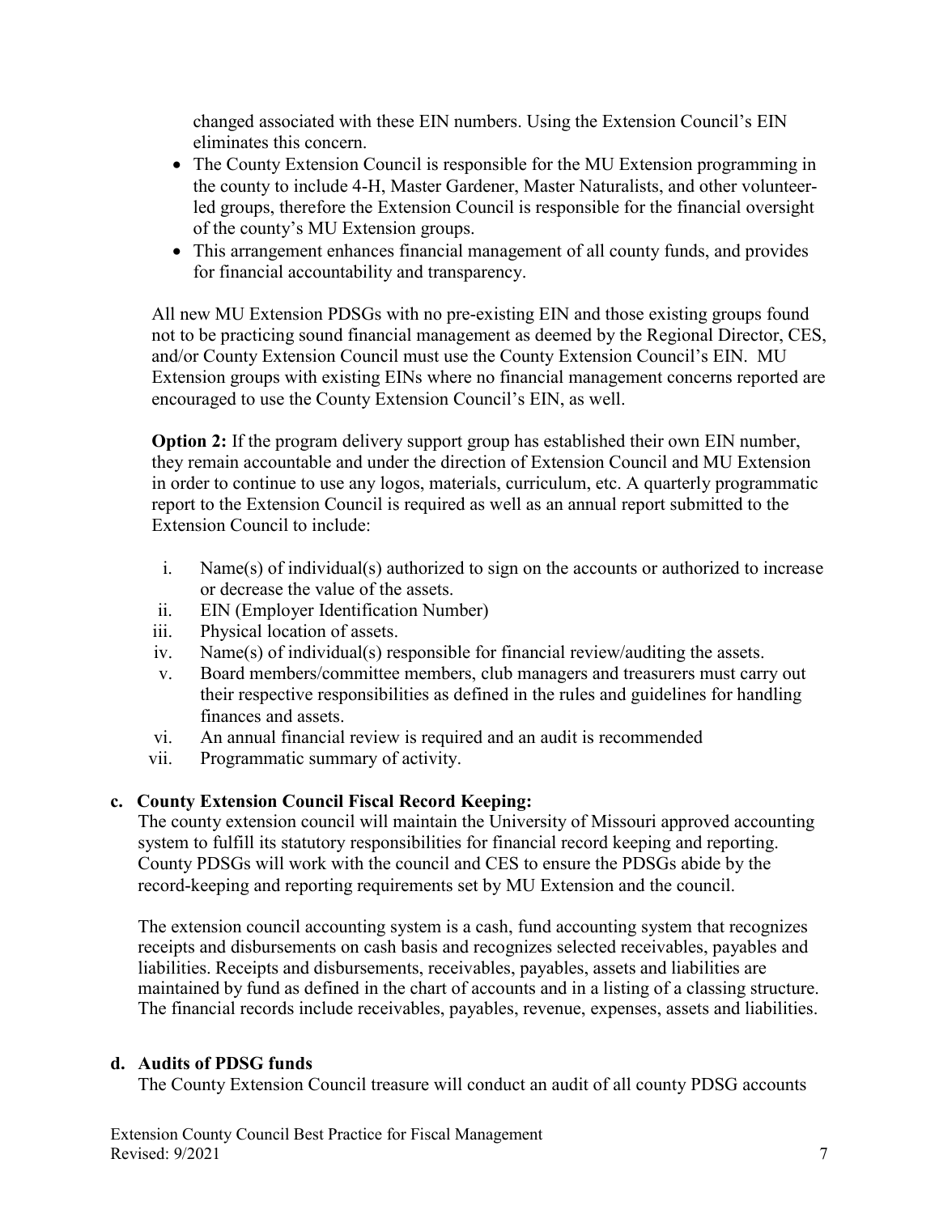changed associated with these EIN numbers. Using the Extension Council's EIN eliminates this concern.

- The County Extension Council is responsible for the MU Extension programming in the county to include 4-H, Master Gardener, Master Naturalists, and other volunteer-led groups, therefore the Extension Council is responsible for the financial oversight of the county's MU Extension groups.
- This arrangement enhances financial management of all county funds, and provides for financial accountability and transparency.

All new MU Extension PDSGs with no pre-existing EIN and those existing groups found not to be practicing sound financial management as deemed by the Regional Director, CES, and/or County Extension Council must use the County Extension Council's EIN. MU Extension groups with existing EINs where no financial management concerns reported are encouraged to use the County Extension Council's EIN, as well.

**Option 2:** If the program delivery support group has established their own EIN number, they remain accountable and under the direction of Extension Council and MU Extension in order to continue to use any logos, materials, curriculum, etc. A quarterly programmatic report to the Extension Council is required as well as an annual report submitted to the Extension Council to include:

i. Name(s) of individual(s) authorized to sign on the accounts or authorized to increase or decrease the value of the assets.
ii. EIN (Employer Identification Number)
iii. Physical location of assets.
iv. Name(s) of individual(s) responsible for financial review/auditing the assets.
v. Board members/committee members, club managers and treasurers must carry out their respective responsibilities as defined in the rules and guidelines for handling finances and assets.
vi. An annual financial review is required and an audit is recommended
vii. Programmatic summary of activity.

**c. County Extension Council Fiscal Record Keeping:**

The county extension council will maintain the University of Missouri approved accounting system to fulfill its statutory responsibilities for financial record keeping and reporting. County PDSGs will work with the council and CES to ensure the PDSGs abide by the record-keeping and reporting requirements set by MU Extension and the council.

The extension council accounting system is a cash, fund accounting system that recognizes receipts and disbursements on cash basis and recognizes selected receivables, payables and liabilities. Receipts and disbursements, receivables, payables, assets and liabilities are maintained by fund as defined in the chart of accounts and in a listing of a classing structure. The financial records include receivables, payables, revenue, expenses, assets and liabilities.

**d. Audits of PDSG funds**

The County Extension Council treasure will conduct an audit of all county PDSG accounts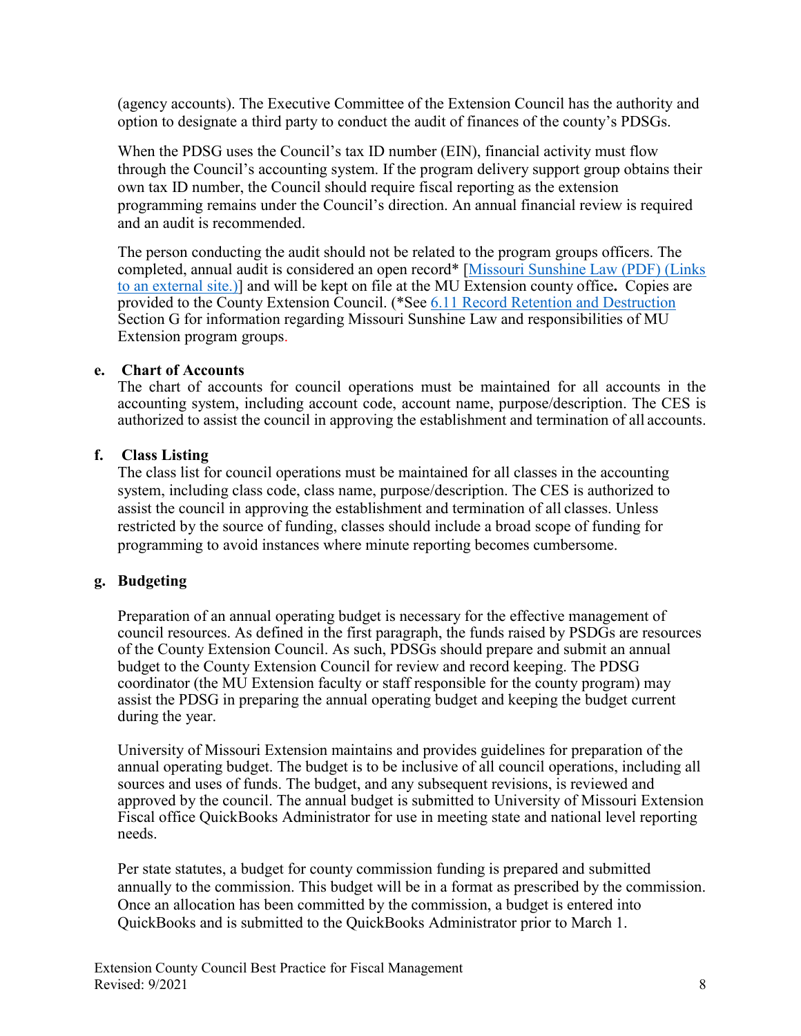(agency accounts). The Executive Committee of the Extension Council has the authority and option to designate a third party to conduct the audit of finances of the county's PDSGs.

When the PDSG uses the Council's tax ID number (EIN), financial activity must flow through the Council's accounting system. If the program delivery support group obtains their own tax ID number, the Council should require fiscal reporting as the extension programming remains under the Council's direction. An annual financial review is required and an audit is recommended.

The person conducting the audit should not be related to the program groups officers. The completed, annual audit is considered an open record* [Missouri Sunshine Law (PDF) (Links to an external site.)] and will be kept on file at the MU Extension county office**.** Copies are provided to the County Extension Council. (*See 6.11 Record Retention and Destruction Section G for information regarding Missouri Sunshine Law and responsibilities of MU Extension program groups.

**e. Chart of Accounts**

The chart of accounts for council operations must be maintained for all accounts in the accounting system, including account code, account name, purpose/description. The CES is authorized to assist the council in approving the establishment and termination of all accounts.

**f. Class Listing**

The class list for council operations must be maintained for all classes in the accounting system, including class code, class name, purpose/description. The CES is authorized to assist the council in approving the establishment and termination of all classes. Unless restricted by the source of funding, classes should include a broad scope of funding for programming to avoid instances where minute reporting becomes cumbersome.

**g. Budgeting**

Preparation of an annual operating budget is necessary for the effective management of council resources. As defined in the first paragraph, the funds raised by PSDGs are resources of the County Extension Council. As such, PDSGs should prepare and submit an annual budget to the County Extension Council for review and record keeping. The PDSG coordinator (the MU Extension faculty or staff responsible for the county program) may assist the PDSG in preparing the annual operating budget and keeping the budget current during the year.

University of Missouri Extension maintains and provides guidelines for preparation of the annual operating budget. The budget is to be inclusive of all council operations, including all sources and uses of funds. The budget, and any subsequent revisions, is reviewed and approved by the council. The annual budget is submitted to University of Missouri Extension Fiscal office QuickBooks Administrator for use in meeting state and national level reporting needs.

Per state statutes, a budget for county commission funding is prepared and submitted annually to the commission. This budget will be in a format as prescribed by the commission. Once an allocation has been committed by the commission, a budget is entered into QuickBooks and is submitted to the QuickBooks Administrator prior to March 1.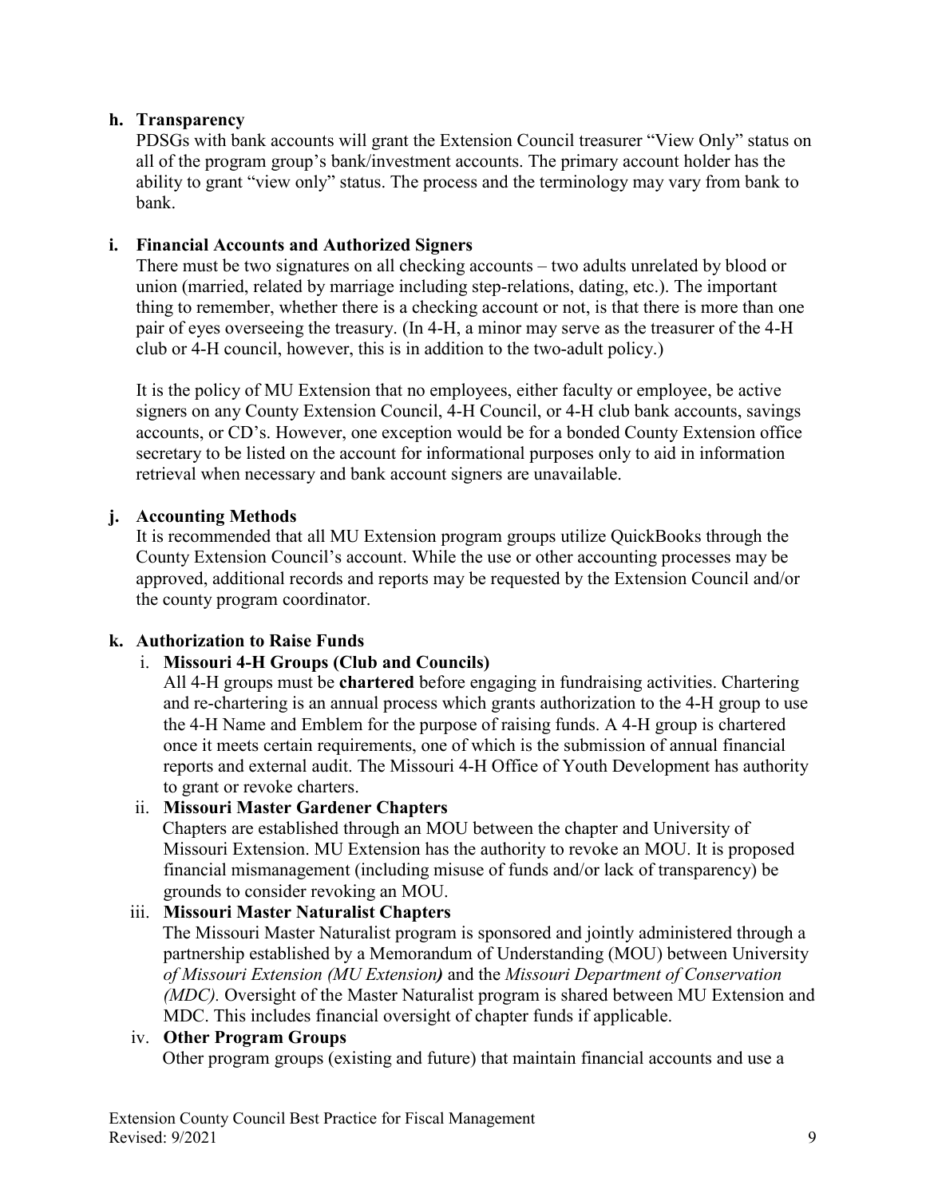**h. Transparency**

PDSGs with bank accounts will grant the Extension Council treasurer "View Only" status on all of the program group's bank/investment accounts. The primary account holder has the ability to grant "view only" status. The process and the terminology may vary from bank to bank.

**i. Financial Accounts and Authorized Signers**

There must be two signatures on all checking accounts – two adults unrelated by blood or union (married, related by marriage including step-relations, dating, etc.). The important thing to remember, whether there is a checking account or not, is that there is more than one pair of eyes overseeing the treasury. (In 4-H, a minor may serve as the treasurer of the 4-H club or 4-H council, however, this is in addition to the two-adult policy.)

It is the policy of MU Extension that no employees, either faculty or employee, be active signers on any County Extension Council, 4-H Council, or 4-H club bank accounts, savings accounts, or CD's. However, one exception would be for a bonded County Extension office secretary to be listed on the account for informational purposes only to aid in information retrieval when necessary and bank account signers are unavailable.

**j. Accounting Methods**

It is recommended that all MU Extension program groups utilize QuickBooks through the County Extension Council's account. While the use or other accounting processes may be approved, additional records and reports may be requested by the Extension Council and/or the county program coordinator.

**k. Authorization to Raise Funds**

i. **Missouri 4-H Groups (Club and Councils)**

All 4-H groups must be **chartered** before engaging in fundraising activities. Chartering and re-chartering is an annual process which grants authorization to the 4-H group to use the 4-H Name and Emblem for the purpose of raising funds. A 4-H group is chartered once it meets certain requirements, one of which is the submission of annual financial reports and external audit. The Missouri 4-H Office of Youth Development has authority to grant or revoke charters.

ii. **Missouri Master Gardener Chapters**

Chapters are established through an MOU between the chapter and University of Missouri Extension. MU Extension has the authority to revoke an MOU. It is proposed financial mismanagement (including misuse of funds and/or lack of transparency) be grounds to consider revoking an MOU.

iii. **Missouri Master Naturalist Chapters**

The Missouri Master Naturalist program is sponsored and jointly administered through a partnership established by a Memorandum of Understanding (MOU) between University *of Missouri Extension (MU Extension)* and the *Missouri Department of Conservation (MDC).* Oversight of the Master Naturalist program is shared between MU Extension and MDC. This includes financial oversight of chapter funds if applicable.

iv. **Other Program Groups**

Other program groups (existing and future) that maintain financial accounts and use a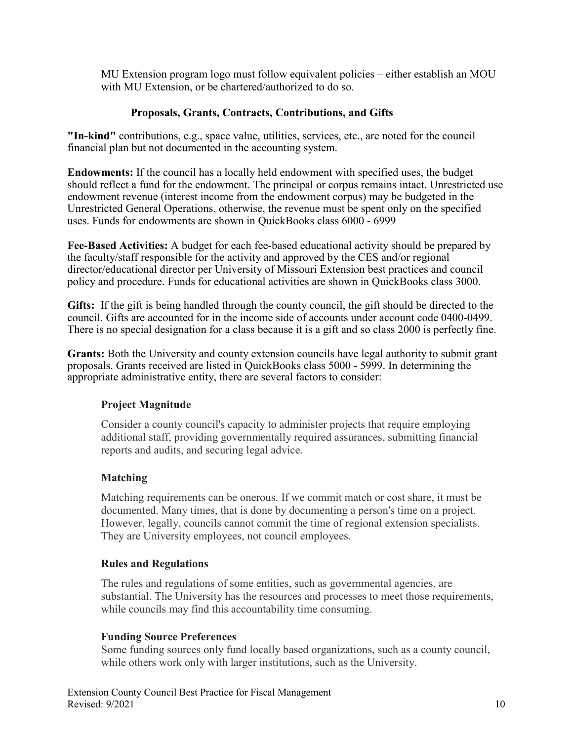MU Extension program logo must follow equivalent policies – either establish an MOU with MU Extension, or be chartered/authorized to do so.

## Proposals, Grants, Contracts, Contributions, and Gifts

**"In-kind"** contributions, e.g., space value, utilities, services, etc., are noted for the council financial plan but not documented in the accounting system.

**Endowments:** If the council has a locally held endowment with specified uses, the budget should reflect a fund for the endowment. The principal or corpus remains intact. Unrestricted use endowment revenue (interest income from the endowment corpus) may be budgeted in the Unrestricted General Operations, otherwise, the revenue must be spent only on the specified uses. Funds for endowments are shown in QuickBooks class 6000 - 6999

**Fee-Based Activities:** A budget for each fee-based educational activity should be prepared by the faculty/staff responsible for the activity and approved by the CES and/or regional director/educational director per University of Missouri Extension best practices and council policy and procedure. Funds for educational activities are shown in QuickBooks class 3000.

**Gifts:** If the gift is being handled through the county council, the gift should be directed to the council. Gifts are accounted for in the income side of accounts under account code 0400-0499. There is no special designation for a class because it is a gift and so class 2000 is perfectly fine.

**Grants:** Both the University and county extension councils have legal authority to submit grant proposals. Grants received are listed in QuickBooks class 5000 - 5999. In determining the appropriate administrative entity, there are several factors to consider:

### Project Magnitude

Consider a county council's capacity to administer projects that require employing additional staff, providing governmentally required assurances, submitting financial reports and audits, and securing legal advice.

### Matching

Matching requirements can be onerous. If we commit match or cost share, it must be documented. Many times, that is done by documenting a person's time on a project. However, legally, councils cannot commit the time of regional extension specialists. They are University employees, not council employees.

### Rules and Regulations

The rules and regulations of some entities, such as governmental agencies, are substantial. The University has the resources and processes to meet those requirements, while councils may find this accountability time consuming.

### Funding Source Preferences

Some funding sources only fund locally based organizations, such as a county council, while others work only with larger institutions, such as the University.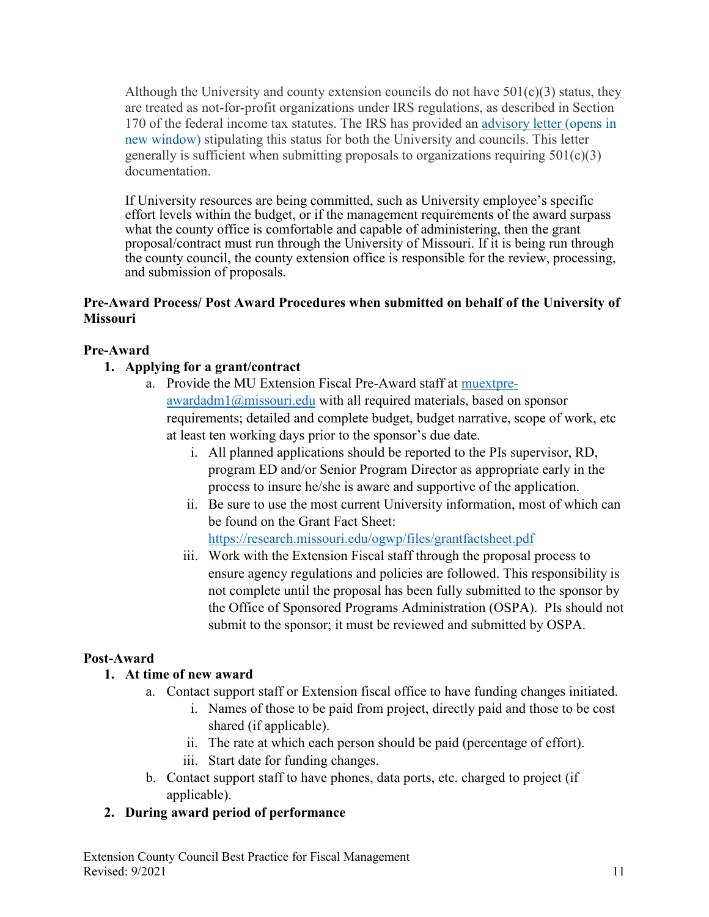Although the University and county extension councils do not have 501(c)(3) status, they are treated as not-for-profit organizations under IRS regulations, as described in Section 170 of the federal income tax statutes. The IRS has provided an [advisory letter (opens in new window)]() stipulating this status for both the University and councils. This letter generally is sufficient when submitting proposals to organizations requiring 501(c)(3) documentation.

If University resources are being committed, such as University employee's specific effort levels within the budget, or if the management requirements of the award surpass what the county office is comfortable and capable of administering, then the grant proposal/contract must run through the University of Missouri. If it is being run through the county council, the county extension office is responsible for the review, processing, and submission of proposals.

**Pre-Award Process/ Post Award Procedures when submitted on behalf of the University of Missouri**

**Pre-Award**

1. **Applying for a grant/contract**
   a. Provide the MU Extension Fiscal Pre-Award staff at muextpre-awardadm1@missouri.edu with all required materials, based on sponsor requirements; detailed and complete budget, budget narrative, scope of work, etc at least ten working days prior to the sponsor's due date.
      i. All planned applications should be reported to the PIs supervisor, RD, program ED and/or Senior Program Director as appropriate early in the process to insure he/she is aware and supportive of the application.
      ii. Be sure to use the most current University information, most of which can be found on the Grant Fact Sheet: https://research.missouri.edu/ogwp/files/grantfactsheet.pdf
      iii. Work with the Extension Fiscal staff through the proposal process to ensure agency regulations and policies are followed. This responsibility is not complete until the proposal has been fully submitted to the sponsor by the Office of Sponsored Programs Administration (OSPA). PIs should not submit to the sponsor; it must be reviewed and submitted by OSPA.

**Post-Award**

1. **At time of new award**
   a. Contact support staff or Extension fiscal office to have funding changes initiated.
      i. Names of those to be paid from project, directly paid and those to be cost shared (if applicable).
      ii. The rate at which each person should be paid (percentage of effort).
      iii. Start date for funding changes.
   b. Contact support staff to have phones, data ports, etc. charged to project (if applicable).
2. **During award period of performance**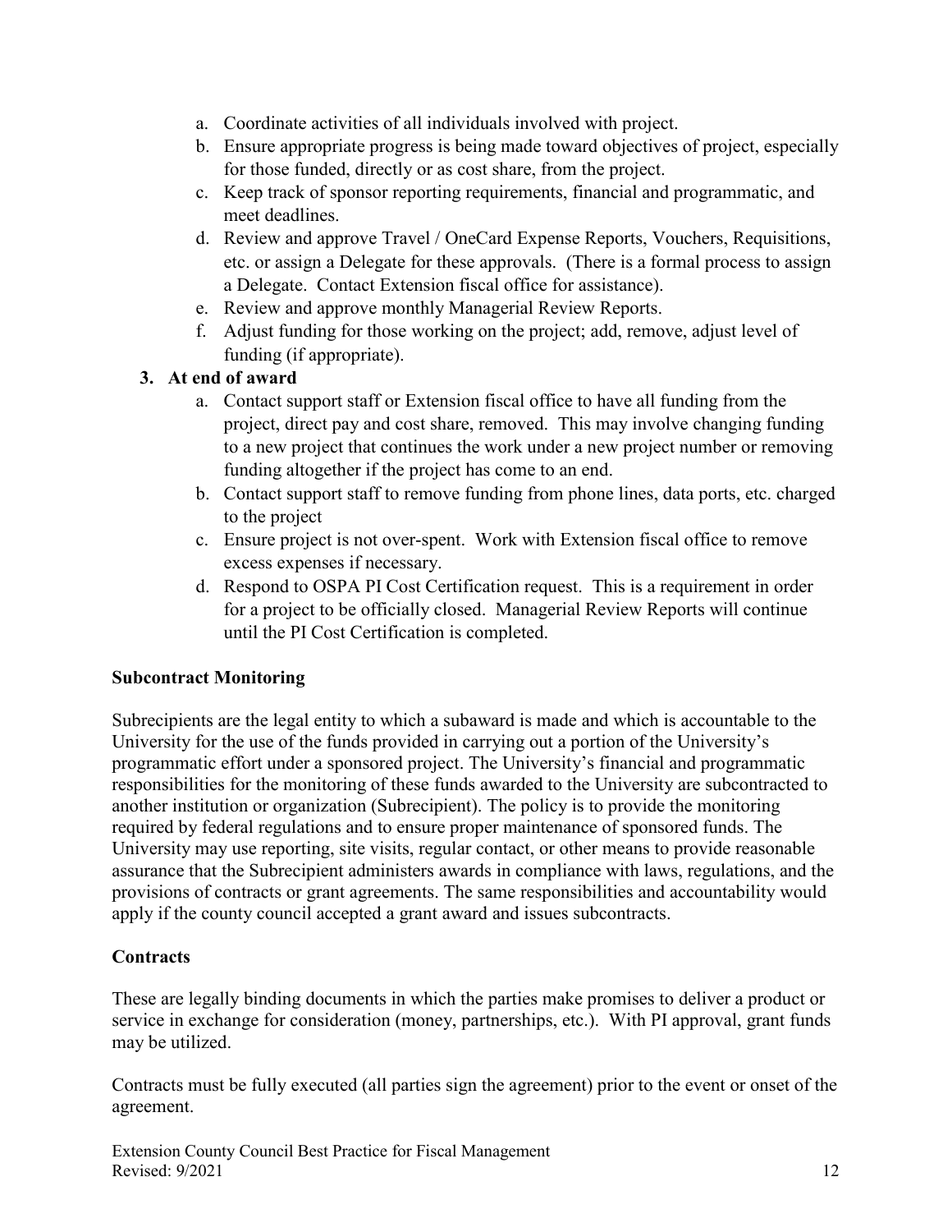a. Coordinate activities of all individuals involved with project.
b. Ensure appropriate progress is being made toward objectives of project, especially for those funded, directly or as cost share, from the project.
c. Keep track of sponsor reporting requirements, financial and programmatic, and meet deadlines.
d. Review and approve Travel / OneCard Expense Reports, Vouchers, Requisitions, etc. or assign a Delegate for these approvals. (There is a formal process to assign a Delegate. Contact Extension fiscal office for assistance).
e. Review and approve monthly Managerial Review Reports.
f. Adjust funding for those working on the project; add, remove, adjust level of funding (if appropriate).

**3. At end of award**

a. Contact support staff or Extension fiscal office to have all funding from the project, direct pay and cost share, removed. This may involve changing funding to a new project that continues the work under a new project number or removing funding altogether if the project has come to an end.
b. Contact support staff to remove funding from phone lines, data ports, etc. charged to the project
c. Ensure project is not over-spent. Work with Extension fiscal office to remove excess expenses if necessary.
d. Respond to OSPA PI Cost Certification request. This is a requirement in order for a project to be officially closed. Managerial Review Reports will continue until the PI Cost Certification is completed.

## Subcontract Monitoring

Subrecipients are the legal entity to which a subaward is made and which is accountable to the University for the use of the funds provided in carrying out a portion of the University's programmatic effort under a sponsored project. The University's financial and programmatic responsibilities for the monitoring of these funds awarded to the University are subcontracted to another institution or organization (Subrecipient). The policy is to provide the monitoring required by federal regulations and to ensure proper maintenance of sponsored funds. The University may use reporting, site visits, regular contact, or other means to provide reasonable assurance that the Subrecipient administers awards in compliance with laws, regulations, and the provisions of contracts or grant agreements. The same responsibilities and accountability would apply if the county council accepted a grant award and issues subcontracts.

## Contracts

These are legally binding documents in which the parties make promises to deliver a product or service in exchange for consideration (money, partnerships, etc.). With PI approval, grant funds may be utilized.

Contracts must be fully executed (all parties sign the agreement) prior to the event or onset of the agreement.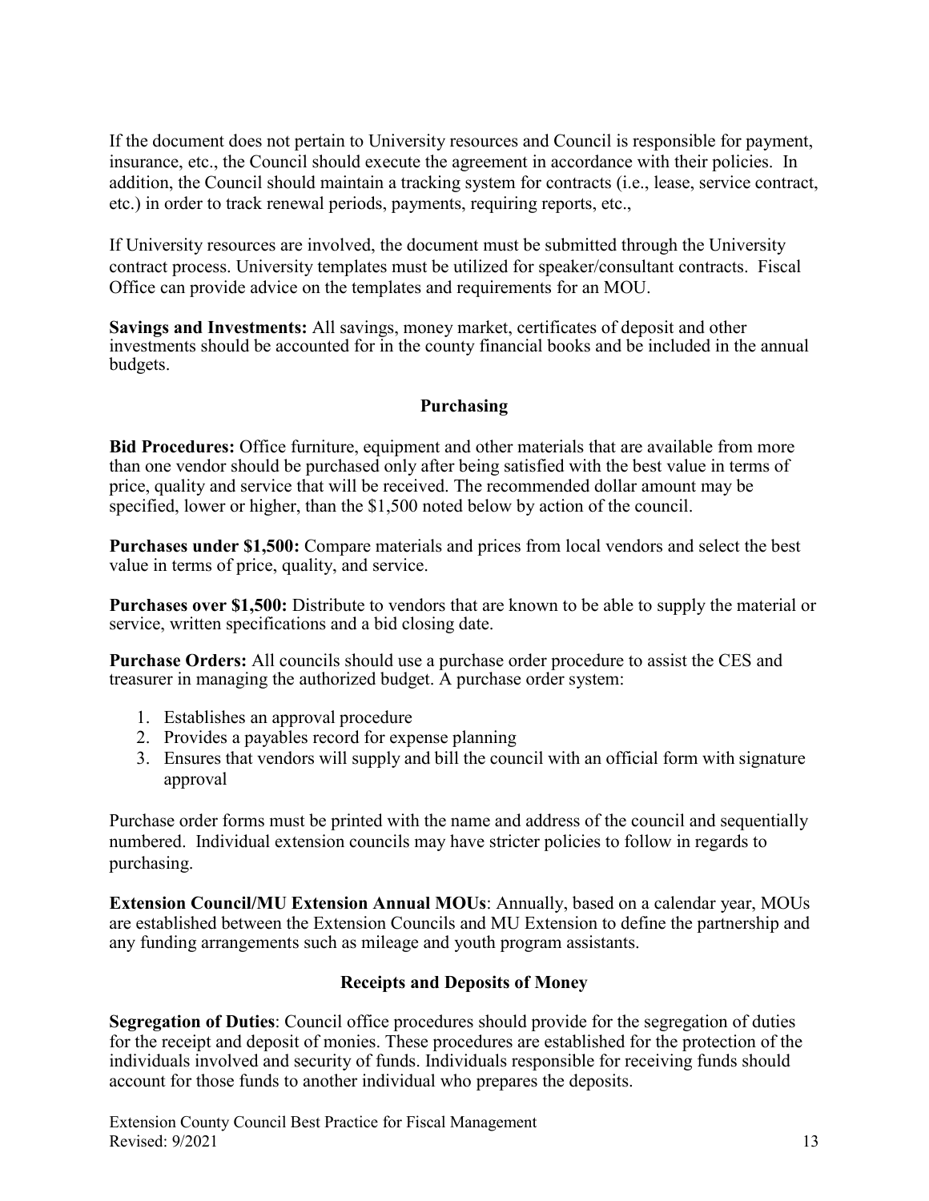If the document does not pertain to University resources and Council is responsible for payment, insurance, etc., the Council should execute the agreement in accordance with their policies. In addition, the Council should maintain a tracking system for contracts (i.e., lease, service contract, etc.) in order to track renewal periods, payments, requiring reports, etc.,

If University resources are involved, the document must be submitted through the University contract process. University templates must be utilized for speaker/consultant contracts. Fiscal Office can provide advice on the templates and requirements for an MOU.

**Savings and Investments:** All savings, money market, certificates of deposit and other investments should be accounted for in the county financial books and be included in the annual budgets.

## Purchasing

**Bid Procedures:** Office furniture, equipment and other materials that are available from more than one vendor should be purchased only after being satisfied with the best value in terms of price, quality and service that will be received. The recommended dollar amount may be specified, lower or higher, than the $1,500 noted below by action of the council.

**Purchases under $1,500:** Compare materials and prices from local vendors and select the best value in terms of price, quality, and service.

**Purchases over $1,500:** Distribute to vendors that are known to be able to supply the material or service, written specifications and a bid closing date.

**Purchase Orders:** All councils should use a purchase order procedure to assist the CES and treasurer in managing the authorized budget. A purchase order system:

1. Establishes an approval procedure
2. Provides a payables record for expense planning
3. Ensures that vendors will supply and bill the council with an official form with signature approval

Purchase order forms must be printed with the name and address of the council and sequentially numbered. Individual extension councils may have stricter policies to follow in regards to purchasing.

**Extension Council/MU Extension Annual MOUs**: Annually, based on a calendar year, MOUs are established between the Extension Councils and MU Extension to define the partnership and any funding arrangements such as mileage and youth program assistants.

## Receipts and Deposits of Money

**Segregation of Duties**: Council office procedures should provide for the segregation of duties for the receipt and deposit of monies. These procedures are established for the protection of the individuals involved and security of funds. Individuals responsible for receiving funds should account for those funds to another individual who prepares the deposits.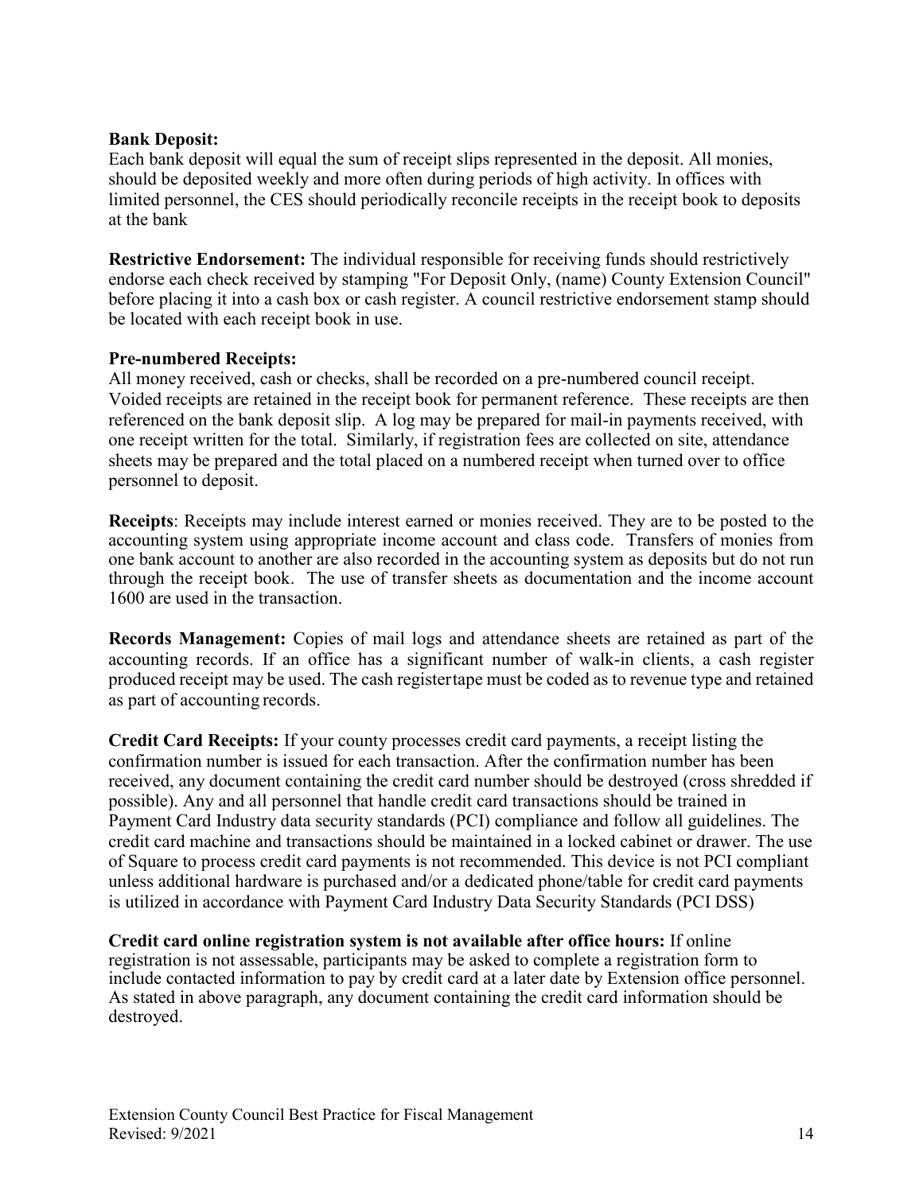**Bank Deposit:**
Each bank deposit will equal the sum of receipt slips represented in the deposit. All monies, should be deposited weekly and more often during periods of high activity. In offices with limited personnel, the CES should periodically reconcile receipts in the receipt book to deposits at the bank

**Restrictive Endorsement:** The individual responsible for receiving funds should restrictively endorse each check received by stamping "For Deposit Only, (name) County Extension Council" before placing it into a cash box or cash register. A council restrictive endorsement stamp should be located with each receipt book in use.

**Pre-numbered Receipts:**
All money received, cash or checks, shall be recorded on a pre-numbered council receipt. Voided receipts are retained in the receipt book for permanent reference. These receipts are then referenced on the bank deposit slip. A log may be prepared for mail-in payments received, with one receipt written for the total. Similarly, if registration fees are collected on site, attendance sheets may be prepared and the total placed on a numbered receipt when turned over to office personnel to deposit.

**Receipts**: Receipts may include interest earned or monies received. They are to be posted to the accounting system using appropriate income account and class code. Transfers of monies from one bank account to another are also recorded in the accounting system as deposits but do not run through the receipt book. The use of transfer sheets as documentation and the income account 1600 are used in the transaction.

**Records Management:** Copies of mail logs and attendance sheets are retained as part of the accounting records. If an office has a significant number of walk-in clients, a cash register produced receipt may be used. The cash register tape must be coded as to revenue type and retained as part of accounting records.

**Credit Card Receipts:** If your county processes credit card payments, a receipt listing the confirmation number is issued for each transaction. After the confirmation number has been received, any document containing the credit card number should be destroyed (cross shredded if possible). Any and all personnel that handle credit card transactions should be trained in Payment Card Industry data security standards (PCI) compliance and follow all guidelines. The credit card machine and transactions should be maintained in a locked cabinet or drawer. The use of Square to process credit card payments is not recommended. This device is not PCI compliant unless additional hardware is purchased and/or a dedicated phone/table for credit card payments is utilized in accordance with Payment Card Industry Data Security Standards (PCI DSS)

**Credit card online registration system is not available after office hours:** If online registration is not assessable, participants may be asked to complete a registration form to include contacted information to pay by credit card at a later date by Extension office personnel. As stated in above paragraph, any document containing the credit card information should be destroyed.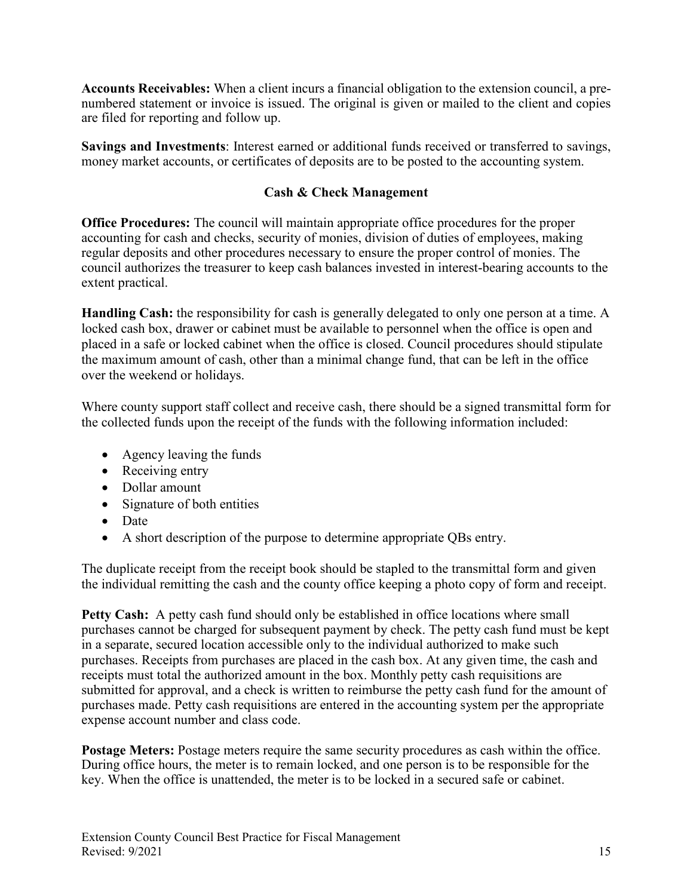**Accounts Receivables:** When a client incurs a financial obligation to the extension council, a pre-numbered statement or invoice is issued. The original is given or mailed to the client and copies are filed for reporting and follow up.

**Savings and Investments**: Interest earned or additional funds received or transferred to savings, money market accounts, or certificates of deposits are to be posted to the accounting system.

## Cash & Check Management

**Office Procedures:** The council will maintain appropriate office procedures for the proper accounting for cash and checks, security of monies, division of duties of employees, making regular deposits and other procedures necessary to ensure the proper control of monies. The council authorizes the treasurer to keep cash balances invested in interest-bearing accounts to the extent practical.

**Handling Cash:** the responsibility for cash is generally delegated to only one person at a time. A locked cash box, drawer or cabinet must be available to personnel when the office is open and placed in a safe or locked cabinet when the office is closed. Council procedures should stipulate the maximum amount of cash, other than a minimal change fund, that can be left in the office over the weekend or holidays.

Where county support staff collect and receive cash, there should be a signed transmittal form for the collected funds upon the receipt of the funds with the following information included:

- Agency leaving the funds
- Receiving entry
- Dollar amount
- Signature of both entities
- Date
- A short description of the purpose to determine appropriate QBs entry.

The duplicate receipt from the receipt book should be stapled to the transmittal form and given the individual remitting the cash and the county office keeping a photo copy of form and receipt.

**Petty Cash:** A petty cash fund should only be established in office locations where small purchases cannot be charged for subsequent payment by check. The petty cash fund must be kept in a separate, secured location accessible only to the individual authorized to make such purchases. Receipts from purchases are placed in the cash box. At any given time, the cash and receipts must total the authorized amount in the box. Monthly petty cash requisitions are submitted for approval, and a check is written to reimburse the petty cash fund for the amount of purchases made. Petty cash requisitions are entered in the accounting system per the appropriate expense account number and class code.

**Postage Meters:** Postage meters require the same security procedures as cash within the office. During office hours, the meter is to remain locked, and one person is to be responsible for the key. When the office is unattended, the meter is to be locked in a secured safe or cabinet.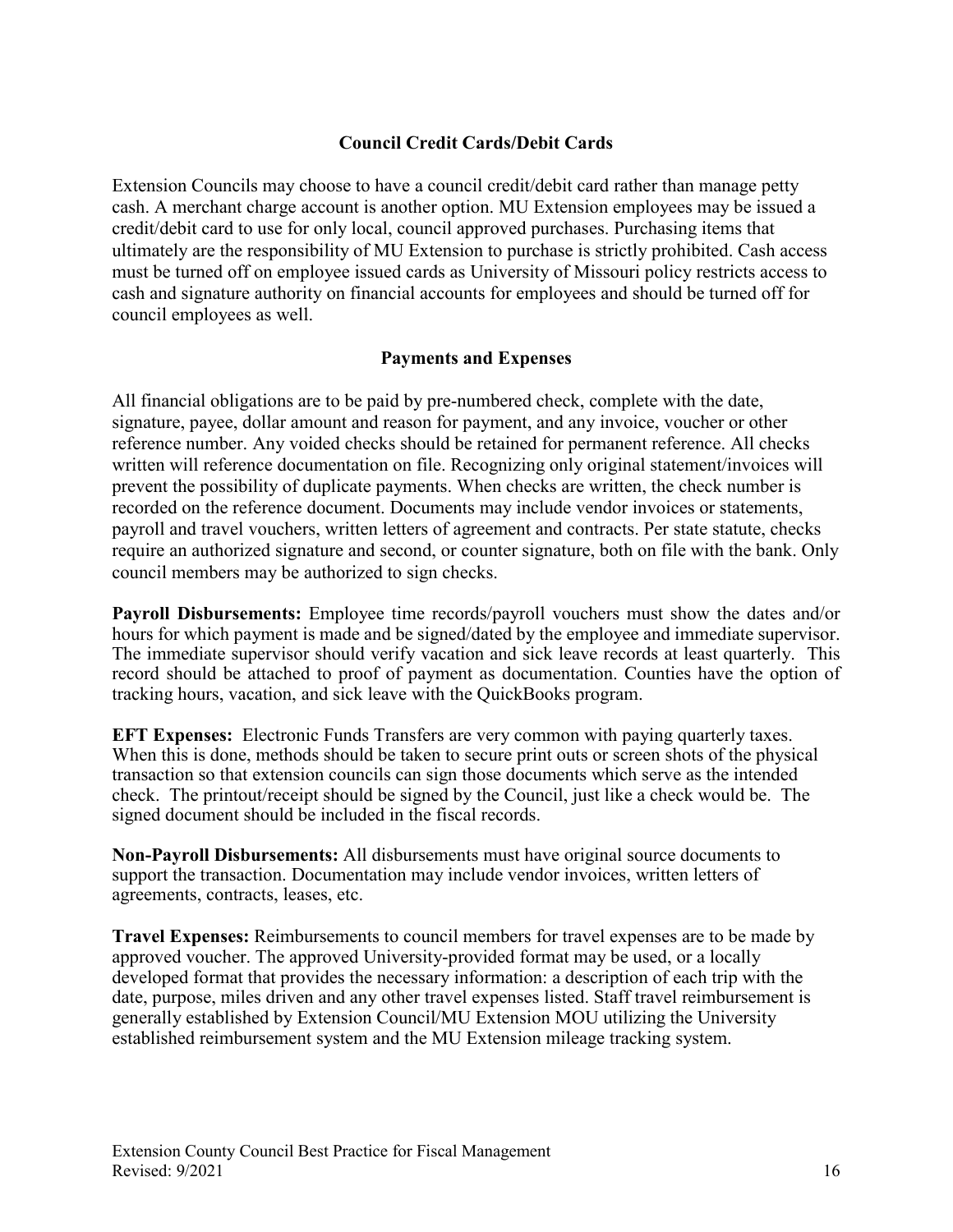## Council Credit Cards/Debit Cards

Extension Councils may choose to have a council credit/debit card rather than manage petty cash. A merchant charge account is another option. MU Extension employees may be issued a credit/debit card to use for only local, council approved purchases. Purchasing items that ultimately are the responsibility of MU Extension to purchase is strictly prohibited. Cash access must be turned off on employee issued cards as University of Missouri policy restricts access to cash and signature authority on financial accounts for employees and should be turned off for council employees as well.

## Payments and Expenses

All financial obligations are to be paid by pre-numbered check, complete with the date, signature, payee, dollar amount and reason for payment, and any invoice, voucher or other reference number. Any voided checks should be retained for permanent reference. All checks written will reference documentation on file. Recognizing only original statement/invoices will prevent the possibility of duplicate payments. When checks are written, the check number is recorded on the reference document. Documents may include vendor invoices or statements, payroll and travel vouchers, written letters of agreement and contracts. Per state statute, checks require an authorized signature and second, or counter signature, both on file with the bank. Only council members may be authorized to sign checks.

**Payroll Disbursements:** Employee time records/payroll vouchers must show the dates and/or hours for which payment is made and be signed/dated by the employee and immediate supervisor. The immediate supervisor should verify vacation and sick leave records at least quarterly. This record should be attached to proof of payment as documentation. Counties have the option of tracking hours, vacation, and sick leave with the QuickBooks program.

**EFT Expenses:** Electronic Funds Transfers are very common with paying quarterly taxes. When this is done, methods should be taken to secure print outs or screen shots of the physical transaction so that extension councils can sign those documents which serve as the intended check. The printout/receipt should be signed by the Council, just like a check would be. The signed document should be included in the fiscal records.

**Non-Payroll Disbursements:** All disbursements must have original source documents to support the transaction. Documentation may include vendor invoices, written letters of agreements, contracts, leases, etc.

**Travel Expenses:** Reimbursements to council members for travel expenses are to be made by approved voucher. The approved University-provided format may be used, or a locally developed format that provides the necessary information: a description of each trip with the date, purpose, miles driven and any other travel expenses listed. Staff travel reimbursement is generally established by Extension Council/MU Extension MOU utilizing the University established reimbursement system and the MU Extension mileage tracking system.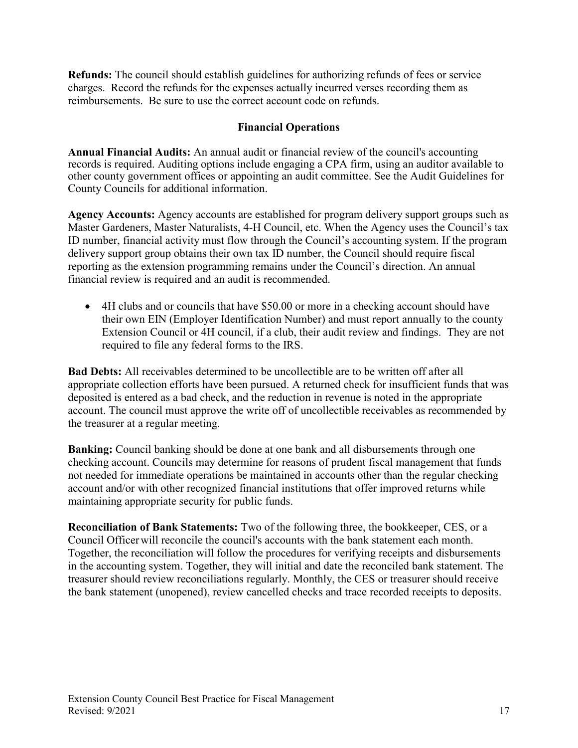**Refunds:** The council should establish guidelines for authorizing refunds of fees or service charges. Record the refunds for the expenses actually incurred verses recording them as reimbursements. Be sure to use the correct account code on refunds.

## Financial Operations

**Annual Financial Audits:** An annual audit or financial review of the council's accounting records is required. Auditing options include engaging a CPA firm, using an auditor available to other county government offices or appointing an audit committee. See the Audit Guidelines for County Councils for additional information.

**Agency Accounts:** Agency accounts are established for program delivery support groups such as Master Gardeners, Master Naturalists, 4-H Council, etc. When the Agency uses the Council's tax ID number, financial activity must flow through the Council's accounting system. If the program delivery support group obtains their own tax ID number, the Council should require fiscal reporting as the extension programming remains under the Council's direction. An annual financial review is required and an audit is recommended.

- 4H clubs and or councils that have $50.00 or more in a checking account should have their own EIN (Employer Identification Number) and must report annually to the county Extension Council or 4H council, if a club, their audit review and findings. They are not required to file any federal forms to the IRS.

**Bad Debts:** All receivables determined to be uncollectible are to be written off after all appropriate collection efforts have been pursued. A returned check for insufficient funds that was deposited is entered as a bad check, and the reduction in revenue is noted in the appropriate account. The council must approve the write off of uncollectible receivables as recommended by the treasurer at a regular meeting.

**Banking:** Council banking should be done at one bank and all disbursements through one checking account. Councils may determine for reasons of prudent fiscal management that funds not needed for immediate operations be maintained in accounts other than the regular checking account and/or with other recognized financial institutions that offer improved returns while maintaining appropriate security for public funds.

**Reconciliation of Bank Statements:** Two of the following three, the bookkeeper, CES, or a Council Officer will reconcile the council's accounts with the bank statement each month. Together, the reconciliation will follow the procedures for verifying receipts and disbursements in the accounting system. Together, they will initial and date the reconciled bank statement. The treasurer should review reconciliations regularly. Monthly, the CES or treasurer should receive the bank statement (unopened), review cancelled checks and trace recorded receipts to deposits.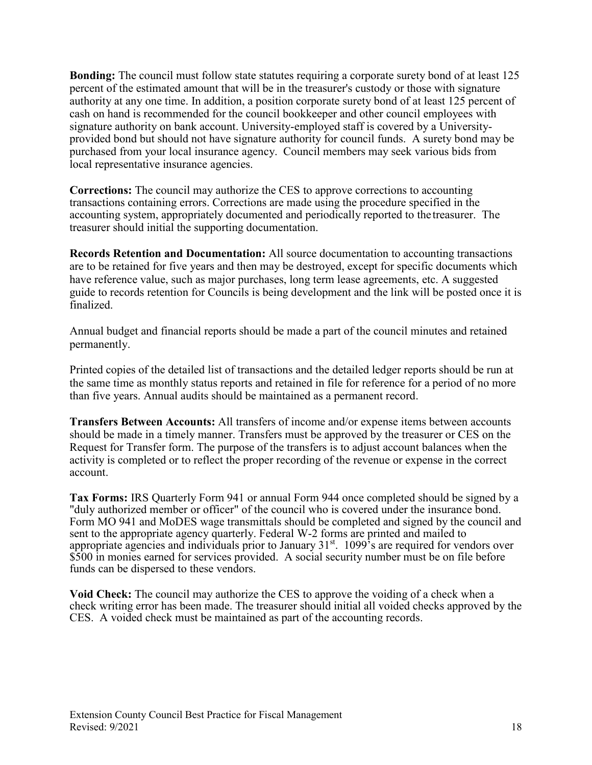**Bonding:** The council must follow state statutes requiring a corporate surety bond of at least 125 percent of the estimated amount that will be in the treasurer's custody or those with signature authority at any one time. In addition, a position corporate surety bond of at least 125 percent of cash on hand is recommended for the council bookkeeper and other council employees with signature authority on bank account. University-employed staff is covered by a University-provided bond but should not have signature authority for council funds. A surety bond may be purchased from your local insurance agency. Council members may seek various bids from local representative insurance agencies.

**Corrections:** The council may authorize the CES to approve corrections to accounting transactions containing errors. Corrections are made using the procedure specified in the accounting system, appropriately documented and periodically reported to the treasurer. The treasurer should initial the supporting documentation.

**Records Retention and Documentation:** All source documentation to accounting transactions are to be retained for five years and then may be destroyed, except for specific documents which have reference value, such as major purchases, long term lease agreements, etc. A suggested guide to records retention for Councils is being development and the link will be posted once it is finalized.

Annual budget and financial reports should be made a part of the council minutes and retained permanently.

Printed copies of the detailed list of transactions and the detailed ledger reports should be run at the same time as monthly status reports and retained in file for reference for a period of no more than five years. Annual audits should be maintained as a permanent record.

**Transfers Between Accounts:** All transfers of income and/or expense items between accounts should be made in a timely manner. Transfers must be approved by the treasurer or CES on the Request for Transfer form. The purpose of the transfers is to adjust account balances when the activity is completed or to reflect the proper recording of the revenue or expense in the correct account.

**Tax Forms:** IRS Quarterly Form 941 or annual Form 944 once completed should be signed by a "duly authorized member or officer" of the council who is covered under the insurance bond. Form MO 941 and MoDES wage transmittals should be completed and signed by the council and sent to the appropriate agency quarterly. Federal W-2 forms are printed and mailed to appropriate agencies and individuals prior to January 31st. 1099's are required for vendors over $500 in monies earned for services provided. A social security number must be on file before funds can be dispersed to these vendors.

**Void Check:** The council may authorize the CES to approve the voiding of a check when a check writing error has been made. The treasurer should initial all voided checks approved by the CES. A voided check must be maintained as part of the accounting records.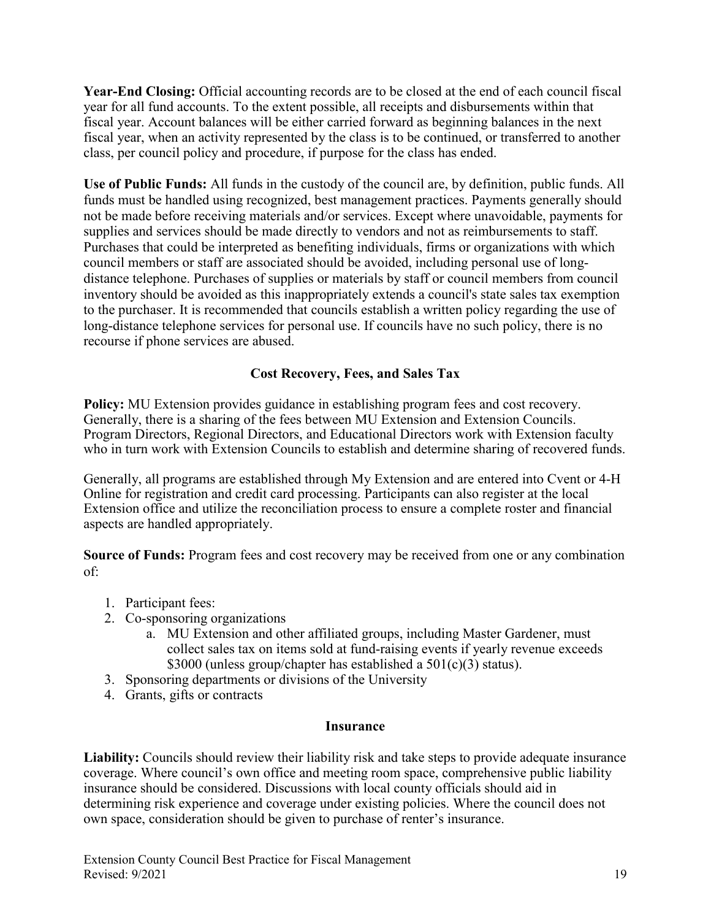**Year-End Closing:** Official accounting records are to be closed at the end of each council fiscal year for all fund accounts. To the extent possible, all receipts and disbursements within that fiscal year. Account balances will be either carried forward as beginning balances in the next fiscal year, when an activity represented by the class is to be continued, or transferred to another class, per council policy and procedure, if purpose for the class has ended.

**Use of Public Funds:** All funds in the custody of the council are, by definition, public funds. All funds must be handled using recognized, best management practices. Payments generally should not be made before receiving materials and/or services. Except where unavoidable, payments for supplies and services should be made directly to vendors and not as reimbursements to staff. Purchases that could be interpreted as benefiting individuals, firms or organizations with which council members or staff are associated should be avoided, including personal use of long-distance telephone. Purchases of supplies or materials by staff or council members from council inventory should be avoided as this inappropriately extends a council's state sales tax exemption to the purchaser. It is recommended that councils establish a written policy regarding the use of long-distance telephone services for personal use. If councils have no such policy, there is no recourse if phone services are abused.

## Cost Recovery, Fees, and Sales Tax

**Policy:** MU Extension provides guidance in establishing program fees and cost recovery. Generally, there is a sharing of the fees between MU Extension and Extension Councils. Program Directors, Regional Directors, and Educational Directors work with Extension faculty who in turn work with Extension Councils to establish and determine sharing of recovered funds.

Generally, all programs are established through My Extension and are entered into Cvent or 4-H Online for registration and credit card processing. Participants can also register at the local Extension office and utilize the reconciliation process to ensure a complete roster and financial aspects are handled appropriately.

**Source of Funds:** Program fees and cost recovery may be received from one or any combination of:

1. Participant fees:
2. Co-sponsoring organizations
    a. MU Extension and other affiliated groups, including Master Gardener, must collect sales tax on items sold at fund-raising events if yearly revenue exceeds $3000 (unless group/chapter has established a 501(c)(3) status).
3. Sponsoring departments or divisions of the University
4. Grants, gifts or contracts

## Insurance

**Liability:** Councils should review their liability risk and take steps to provide adequate insurance coverage. Where council's own office and meeting room space, comprehensive public liability insurance should be considered. Discussions with local county officials should aid in determining risk experience and coverage under existing policies. Where the council does not own space, consideration should be given to purchase of renter's insurance.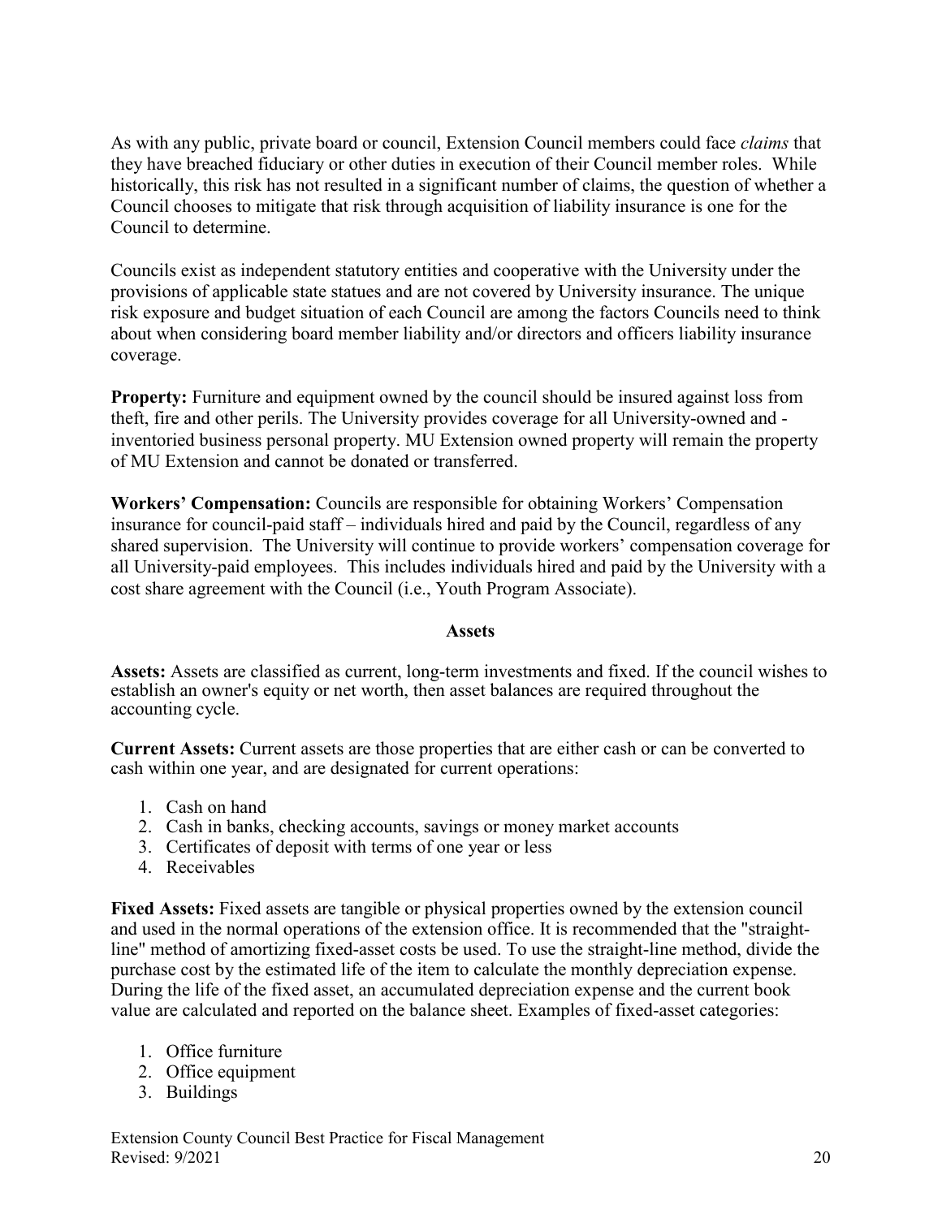As with any public, private board or council, Extension Council members could face *claims* that they have breached fiduciary or other duties in execution of their Council member roles. While historically, this risk has not resulted in a significant number of claims, the question of whether a Council chooses to mitigate that risk through acquisition of liability insurance is one for the Council to determine.

Councils exist as independent statutory entities and cooperative with the University under the provisions of applicable state statues and are not covered by University insurance. The unique risk exposure and budget situation of each Council are among the factors Councils need to think about when considering board member liability and/or directors and officers liability insurance coverage.

**Property:** Furniture and equipment owned by the council should be insured against loss from theft, fire and other perils. The University provides coverage for all University-owned and -inventoried business personal property. MU Extension owned property will remain the property of MU Extension and cannot be donated or transferred.

**Workers' Compensation:** Councils are responsible for obtaining Workers' Compensation insurance for council-paid staff – individuals hired and paid by the Council, regardless of any shared supervision. The University will continue to provide workers' compensation coverage for all University-paid employees. This includes individuals hired and paid by the University with a cost share agreement with the Council (i.e., Youth Program Associate).

## Assets

**Assets:** Assets are classified as current, long-term investments and fixed. If the council wishes to establish an owner's equity or net worth, then asset balances are required throughout the accounting cycle.

**Current Assets:** Current assets are those properties that are either cash or can be converted to cash within one year, and are designated for current operations:

1. Cash on hand
2. Cash in banks, checking accounts, savings or money market accounts
3. Certificates of deposit with terms of one year or less
4. Receivables

**Fixed Assets:** Fixed assets are tangible or physical properties owned by the extension council and used in the normal operations of the extension office. It is recommended that the "straight-line" method of amortizing fixed-asset costs be used. To use the straight-line method, divide the purchase cost by the estimated life of the item to calculate the monthly depreciation expense. During the life of the fixed asset, an accumulated depreciation expense and the current book value are calculated and reported on the balance sheet. Examples of fixed-asset categories:

1. Office furniture
2. Office equipment
3. Buildings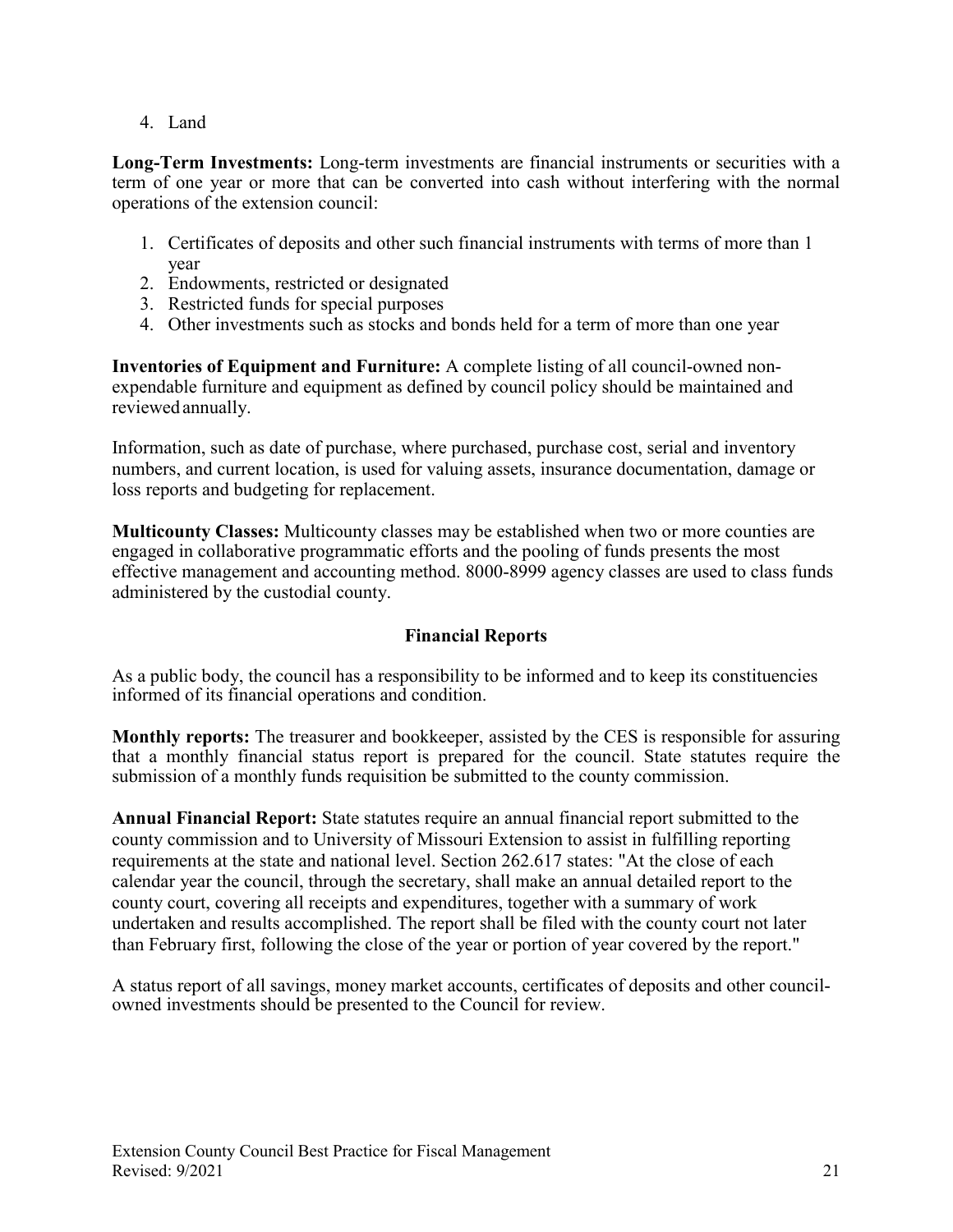4. Land

**Long-Term Investments:** Long-term investments are financial instruments or securities with a term of one year or more that can be converted into cash without interfering with the normal operations of the extension council:

1. Certificates of deposits and other such financial instruments with terms of more than 1 year
2. Endowments, restricted or designated
3. Restricted funds for special purposes
4. Other investments such as stocks and bonds held for a term of more than one year

**Inventories of Equipment and Furniture:** A complete listing of all council-owned non-expendable furniture and equipment as defined by council policy should be maintained and reviewed annually.

Information, such as date of purchase, where purchased, purchase cost, serial and inventory numbers, and current location, is used for valuing assets, insurance documentation, damage or loss reports and budgeting for replacement.

**Multicounty Classes:** Multicounty classes may be established when two or more counties are engaged in collaborative programmatic efforts and the pooling of funds presents the most effective management and accounting method. 8000-8999 agency classes are used to class funds administered by the custodial county.

## Financial Reports

As a public body, the council has a responsibility to be informed and to keep its constituencies informed of its financial operations and condition.

**Monthly reports:** The treasurer and bookkeeper, assisted by the CES is responsible for assuring that a monthly financial status report is prepared for the council. State statutes require the submission of a monthly funds requisition be submitted to the county commission.

**Annual Financial Report:** State statutes require an annual financial report submitted to the county commission and to University of Missouri Extension to assist in fulfilling reporting requirements at the state and national level. Section 262.617 states: "At the close of each calendar year the council, through the secretary, shall make an annual detailed report to the county court, covering all receipts and expenditures, together with a summary of work undertaken and results accomplished. The report shall be filed with the county court not later than February first, following the close of the year or portion of year covered by the report."

A status report of all savings, money market accounts, certificates of deposits and other council-owned investments should be presented to the Council for review.